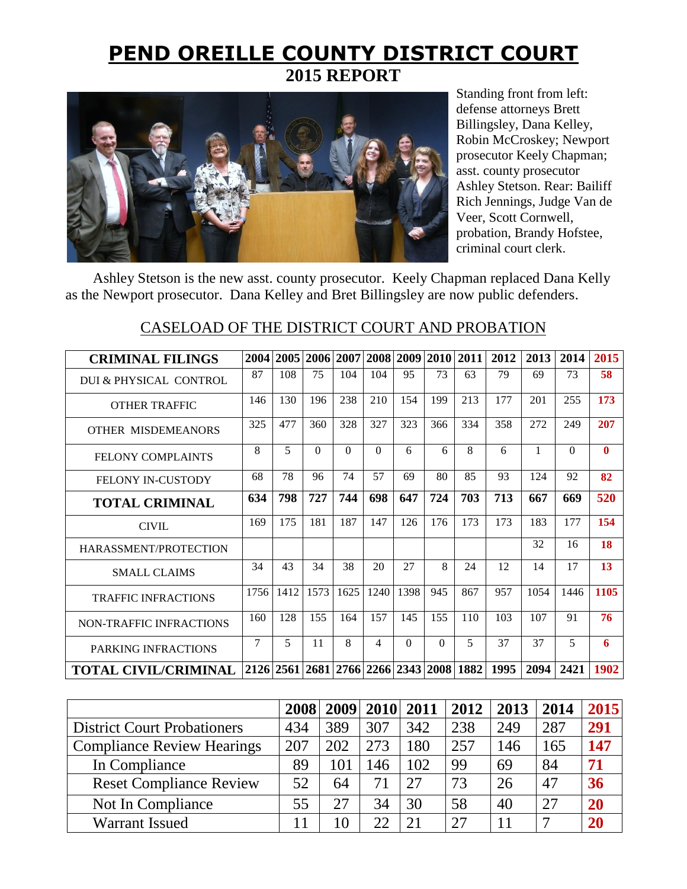# PEND OREILLE COUNTY DISTRICT COURT

## 2015 REPORT

Standing front from left: defense attorneys Brett Billingsley, Dana Kelley, Robin McCroskey; Newport prosecutor Keely Chapman; asst. county prosecutor Ashley Stetson. Rear: Bailiff Rich Jennings, Judge Van de Veer, Scott Cornwell, probation, Brandy Hofstee, criminal court clerk.

Ashley Stetson is the new asst. county prosecutor. Keely Chapman replaced Dana Kelly as the Newport prosecutor. Dana Kelley and Bret Billingsley are now public defenders.

### CASELOAD OF THE DISTRICT COURT AND PROBATION

| CRIMINAL FILINGS | 2004 | 2005 | 2006 | 2007 | 2008 | 2009 | 2010 | 2011 | 2012 | 2013 | 2014 | 2015 |
|---|---|---|---|---|---|---|---|---|---|---|---|---|
| DUI & PHYSICAL CONTROL | 87 | 108 | 75 | 104 | 104 | 95 | 73 | 63 | 79 | 69 | 73 | **58** |
| OTHER TRAFFIC | 146 | 130 | 196 | 238 | 210 | 154 | 199 | 213 | 177 | 201 | 255 | **173** |
| OTHER MISDEMEANORS | 325 | 477 | 360 | 328 | 327 | 323 | 366 | 334 | 358 | 272 | 249 | **207** |
| FELONY COMPLAINTS | 8 | 5 | 0 | 0 | 0 | 6 | 6 | 8 | 6 | 1 | 0 | **0** |
| FELONY IN-CUSTODY | 68 | 78 | 96 | 74 | 57 | 69 | 80 | 85 | 93 | 124 | 92 | **82** |
| **TOTAL CRIMINAL** | **634** | **798** | **727** | **744** | **698** | **647** | **724** | **703** | **713** | **667** | **669** | **520** |
| CIVIL | 169 | 175 | 181 | 187 | 147 | 126 | 176 | 173 | 173 | 183 | 177 | **154** |
| HARASSMENT/PROTECTION | | | | | | | | | | 32 | 16 | **18** |
| SMALL CLAIMS | 34 | 43 | 34 | 38 | 20 | 27 | 8 | 24 | 12 | 14 | 17 | **13** |
| TRAFFIC INFRACTIONS | 1756 | 1412 | 1573 | 1625 | 1240 | 1398 | 945 | 867 | 957 | 1054 | 1446 | **1105** |
| NON-TRAFFIC INFRACTIONS | 160 | 128 | 155 | 164 | 157 | 145 | 155 | 110 | 103 | 107 | 91 | **76** |
| PARKING INFRACTIONS | 7 | 5 | 11 | 8 | 4 | 0 | 0 | 5 | 37 | 37 | 5 | **6** |
| **TOTAL CIVIL/CRIMINAL** | **2126** | **2561** | **2681** | **2766** | **2266** | **2343** | **2008** | **1882** | **1995** | **2094** | **2421** | **1902** |

| | 2008 | 2009 | 2010 | 2011 | 2012 | 2013 | 2014 | 2015 |
|---|---|---|---|---|---|---|---|---|
| District Court Probationers | 434 | 389 | 307 | 342 | 238 | 249 | 287 | **291** |
| Compliance Review Hearings | 207 | 202 | 273 | 180 | 257 | 146 | 165 | **147** |
| In Compliance | 89 | 101 | 146 | 102 | 99 | 69 | 84 | **71** |
| Reset Compliance Review | 52 | 64 | 71 | 27 | 73 | 26 | 47 | **36** |
| Not In Compliance | 55 | 27 | 34 | 30 | 58 | 40 | 27 | **20** |
| Warrant Issued | 11 | 10 | 22 | 21 | 27 | 11 | 7 | **20** |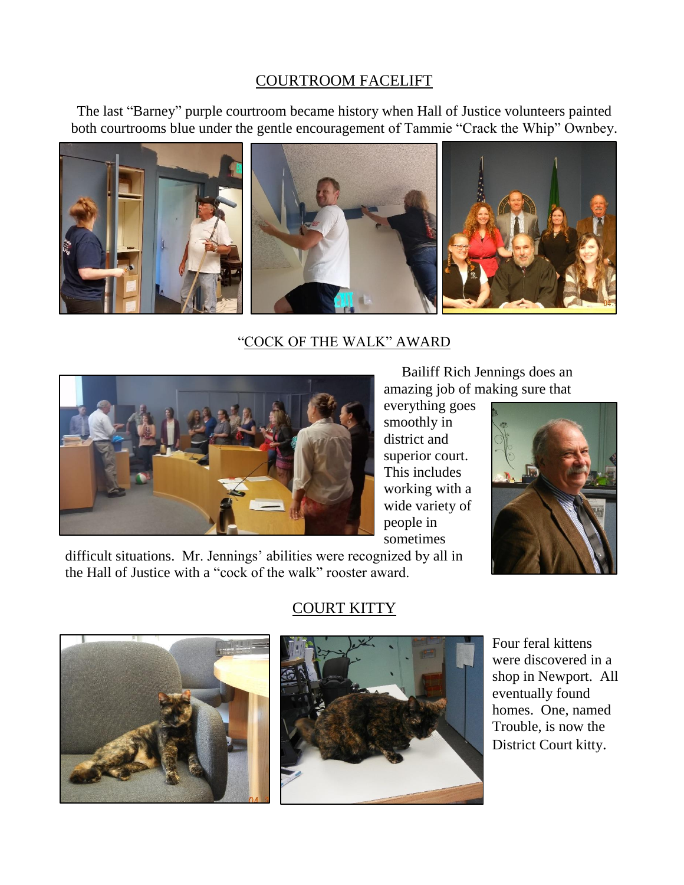## COURTROOM FACELIFT

The last "Barney" purple courtroom became history when Hall of Justice volunteers painted both courtrooms blue under the gentle encouragement of Tammie "Crack the Whip" Ownbey.

## "COCK OF THE WALK" AWARD

Bailiff Rich Jennings does an amazing job of making sure that everything goes smoothly in district and superior court. This includes working with a wide variety of people in sometimes difficult situations. Mr. Jennings' abilities were recognized by all in the Hall of Justice with a "cock of the walk" rooster award.

## COURT KITTY

Four feral kittens were discovered in a shop in Newport. All eventually found homes. One, named Trouble, is now the District Court kitty.